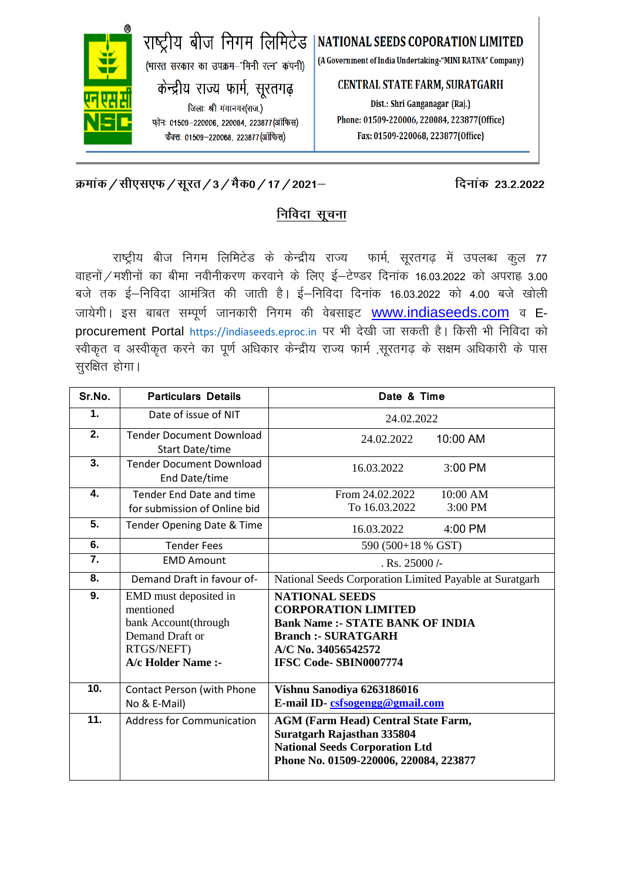राष्ट्रीय बीज निगम लिमिटेड
(भारत सरकार का उपक्रम–'मिनी रत्न' कंपनी)
केन्द्रीय राज्य फार्म, सूरतगढ़
जिला: श्री गंगानगर(राज.)
फोन: 01509–220006, 220084, 223877(ऑफिस)
फैक्स: 01509–220068, 223877(ऑफिस)

**NATIONAL SEEDS COPORATION LIMITED**
(A Government of India Undertaking-"MINI RATNA" Company)
**CENTRAL STATE FARM, SURATGARH**
Dist.: Shri Ganganagar (Raj.)
Phone: 01509-220006, 220084, 223877(Office)
Fax: 01509-220068, 223877(Office)

क्रमांक / सीएसएफ / सूरत / 3 / मैक0 / 17 / 2021–                                                       दिनांक 23.2.2022

## निविदा सूचना

राष्ट्रीय बीज निगम लिमिटेड के केन्द्रीय राज्य फार्म, सूरतगढ़ में उपलब्ध कुल 77 वाहनों / मशीनों का बीमा नवीनीकरण करवाने के लिए ई–टेण्डर दिनांक 16.03.2022 को अपराह्न 3.00 बजे तक ई–निविदा आमंत्रित की जाती है। ई–निविदा दिनांक 16.03.2022 को 4.00 बजे खोली जायेगी। इस बाबत सम्पूर्ण जानकारी निगम की वेबसाइट www.indiaseeds.com व E-procurement Portal https://indiaseeds.eproc.in पर भी देखी जा सकती है। किसी भी निविदा को स्वीकृत व अस्वीकृत करने का पूर्ण अधिकार केन्द्रीय राज्य फार्म ,सूरतगढ़ के सक्षम अधिकारी के पास सुरक्षित होगा।

| Sr.No. | Particulars Details | Date & Time |
|---|---|---|
| 1. | Date of issue of NIT | 24.02.2022 |
| 2. | Tender Document Download Start Date/time | 24.02.2022 10:00 AM |
| 3. | Tender Document Download End Date/time | 16.03.2022 3:00 PM |
| 4. | Tender End Date and time for submission of Online bid | From 24.02.2022 10:00 AM To 16.03.2022 3:00 PM |
| 5. | Tender Opening Date & Time | 16.03.2022 4:00 PM |
| 6. | Tender Fees | 590 (500+18 % GST) |
| 7. | EMD Amount | . Rs. 25000 /- |
| 8. | Demand Draft in favour of- | National Seeds Corporation Limited Payable at Suratgarh |
| 9. | EMD must deposited in mentioned bank Account(through Demand Draft or RTGS/NEFT) **A/c Holder Name :-** | **NATIONAL SEEDS CORPORATION LIMITED Bank Name :- STATE BANK OF INDIA Branch :- SURATGARH A/C No. 34056542572 IFSC Code- SBIN0007774** |
| 10. | Contact Person (with Phone No & E-Mail) | **Vishnu Sanodiya 6263186016 E-mail ID- csfsogengg@gmail.com** |
| 11. | Address for Communication | **AGM (Farm Head) Central State Farm, Suratgarh Rajasthan 335804 National Seeds Corporation Ltd Phone No. 01509-220006, 220084, 223877** |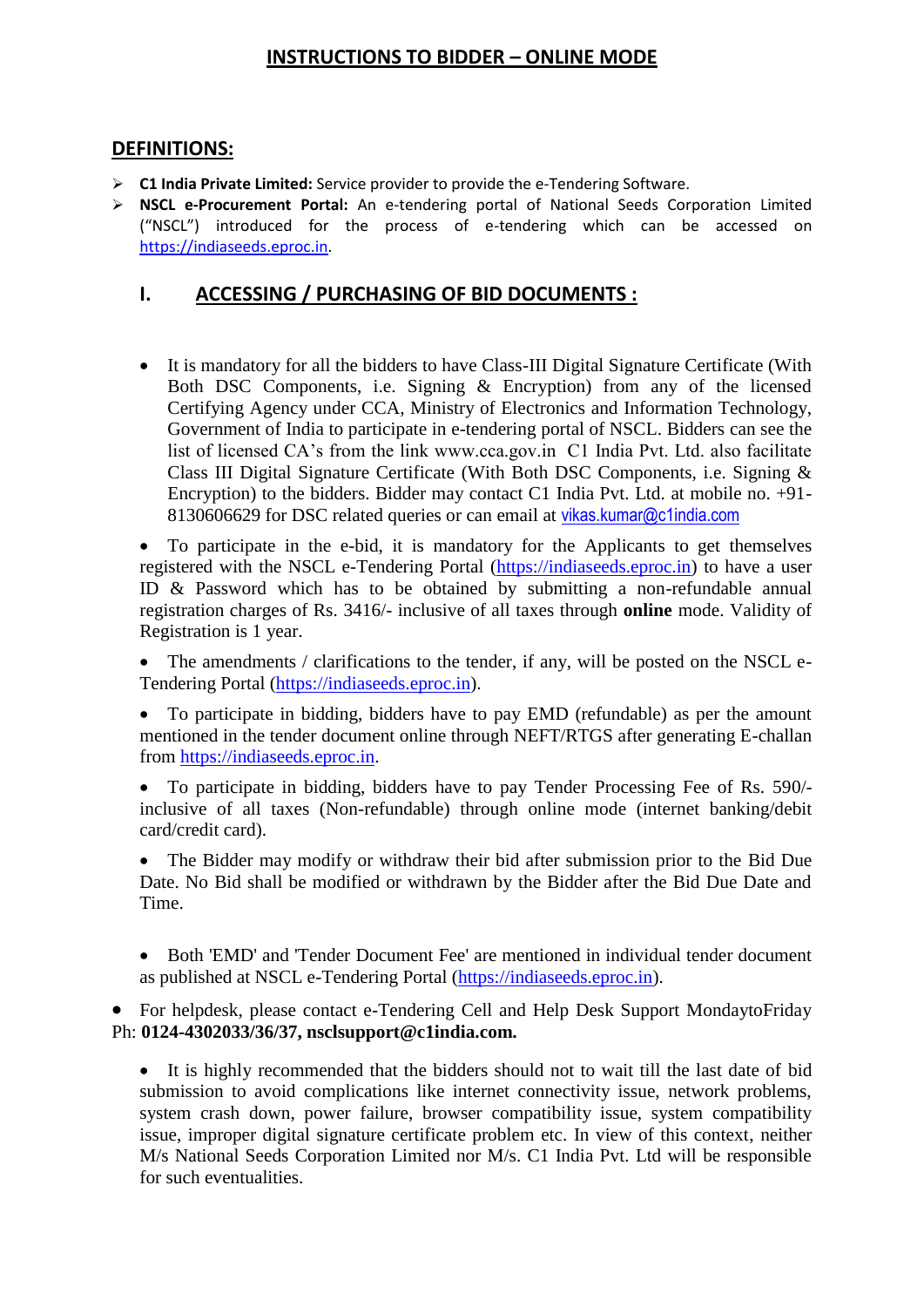# INSTRUCTIONS TO BIDDER – ONLINE MODE

## DEFINITIONS:

- **C1 India Private Limited:** Service provider to provide the e-Tendering Software.
- **NSCL e-Procurement Portal:** An e-tendering portal of National Seeds Corporation Limited ("NSCL") introduced for the process of e-tendering which can be accessed on https://indiaseeds.eproc.in.

## I. ACCESSING / PURCHASING OF BID DOCUMENTS :

- It is mandatory for all the bidders to have Class-III Digital Signature Certificate (With Both DSC Components, i.e. Signing & Encryption) from any of the licensed Certifying Agency under CCA, Ministry of Electronics and Information Technology, Government of India to participate in e-tendering portal of NSCL. Bidders can see the list of licensed CA's from the link www.cca.gov.in C1 India Pvt. Ltd. also facilitate Class III Digital Signature Certificate (With Both DSC Components, i.e. Signing & Encryption) to the bidders. Bidder may contact C1 India Pvt. Ltd. at mobile no. +91-8130606629 for DSC related queries or can email at vikas.kumar@c1india.com

- To participate in the e-bid, it is mandatory for the Applicants to get themselves registered with the NSCL e-Tendering Portal (https://indiaseeds.eproc.in) to have a user ID & Password which has to be obtained by submitting a non-refundable annual registration charges of Rs. 3416/- inclusive of all taxes through **online** mode. Validity of Registration is 1 year.

- The amendments / clarifications to the tender, if any, will be posted on the NSCL e-Tendering Portal (https://indiaseeds.eproc.in).

- To participate in bidding, bidders have to pay EMD (refundable) as per the amount mentioned in the tender document online through NEFT/RTGS after generating E-challan from https://indiaseeds.eproc.in.

- To participate in bidding, bidders have to pay Tender Processing Fee of Rs. 590/- inclusive of all taxes (Non-refundable) through online mode (internet banking/debit card/credit card).

- The Bidder may modify or withdraw their bid after submission prior to the Bid Due Date. No Bid shall be modified or withdrawn by the Bidder after the Bid Due Date and Time.

- Both 'EMD' and 'Tender Document Fee' are mentioned in individual tender document as published at NSCL e-Tendering Portal (https://indiaseeds.eproc.in).

- For helpdesk, please contact e-Tendering Cell and Help Desk Support MondaytoFriday Ph: **0124-4302033/36/37, nsclsupport@c1india.com.**

- It is highly recommended that the bidders should not to wait till the last date of bid submission to avoid complications like internet connectivity issue, network problems, system crash down, power failure, browser compatibility issue, system compatibility issue, improper digital signature certificate problem etc. In view of this context, neither M/s National Seeds Corporation Limited nor M/s. C1 India Pvt. Ltd will be responsible for such eventualities.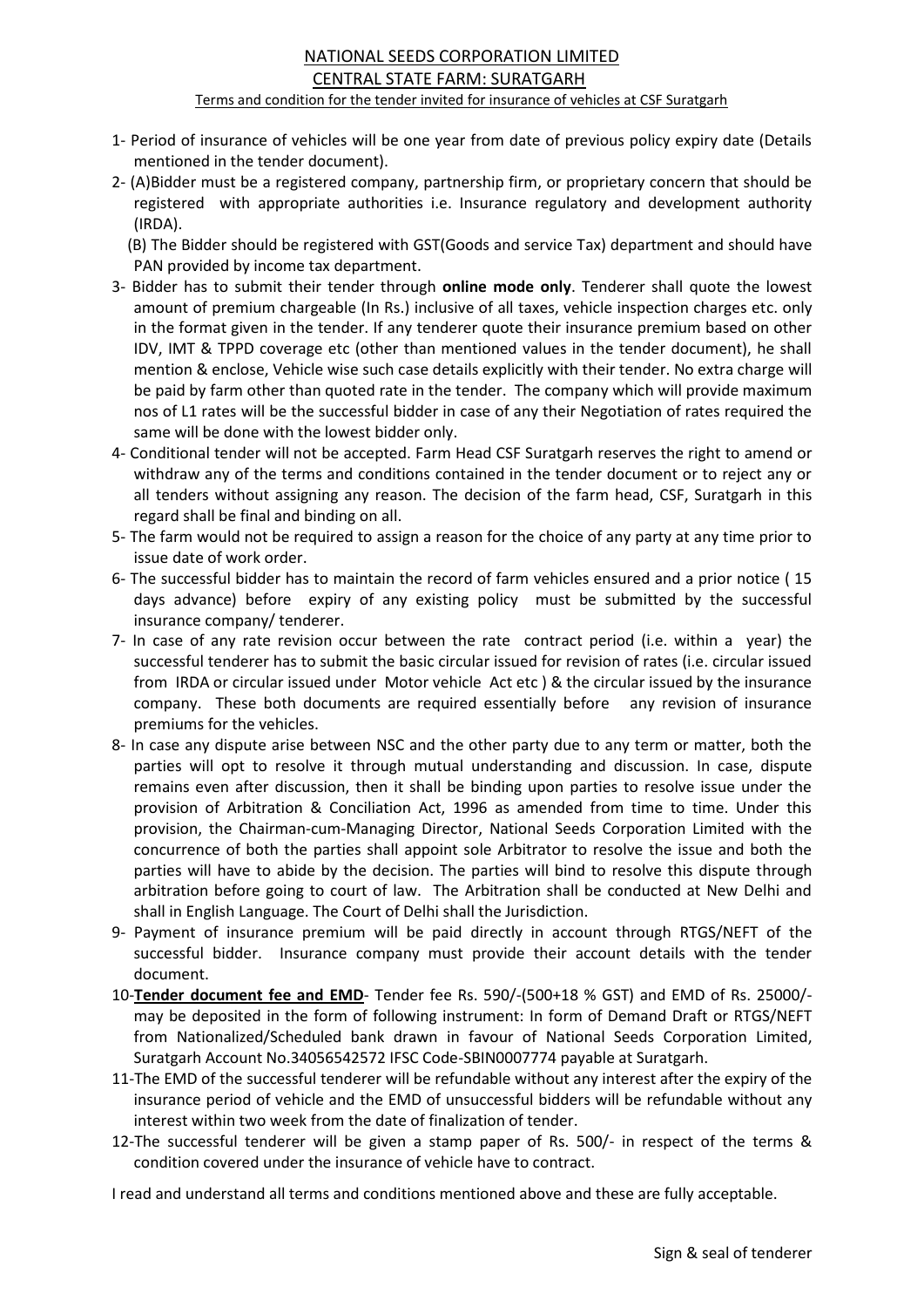NATIONAL SEEDS CORPORATION LIMITED

CENTRAL STATE FARM: SURATGARH

Terms and condition for the tender invited for insurance of vehicles at CSF Suratgarh

1- Period of insurance of vehicles will be one year from date of previous policy expiry date (Details mentioned in the tender document).

2- (A)Bidder must be a registered company, partnership firm, or proprietary concern that should be registered with appropriate authorities i.e. Insurance regulatory and development authority (IRDA).

(B) The Bidder should be registered with GST(Goods and service Tax) department and should have PAN provided by income tax department.

3- Bidder has to submit their tender through **online mode only**. Tenderer shall quote the lowest amount of premium chargeable (In Rs.) inclusive of all taxes, vehicle inspection charges etc. only in the format given in the tender. If any tenderer quote their insurance premium based on other IDV, IMT & TPPD coverage etc (other than mentioned values in the tender document), he shall mention & enclose, Vehicle wise such case details explicitly with their tender. No extra charge will be paid by farm other than quoted rate in the tender. The company which will provide maximum nos of L1 rates will be the successful bidder in case of any their Negotiation of rates required the same will be done with the lowest bidder only.

4- Conditional tender will not be accepted. Farm Head CSF Suratgarh reserves the right to amend or withdraw any of the terms and conditions contained in the tender document or to reject any or all tenders without assigning any reason. The decision of the farm head, CSF, Suratgarh in this regard shall be final and binding on all.

5- The farm would not be required to assign a reason for the choice of any party at any time prior to issue date of work order.

6- The successful bidder has to maintain the record of farm vehicles ensured and a prior notice ( 15 days advance) before expiry of any existing policy must be submitted by the successful insurance company/ tenderer.

7- In case of any rate revision occur between the rate contract period (i.e. within a year) the successful tenderer has to submit the basic circular issued for revision of rates (i.e. circular issued from IRDA or circular issued under Motor vehicle Act etc ) & the circular issued by the insurance company. These both documents are required essentially before any revision of insurance premiums for the vehicles.

8- In case any dispute arise between NSC and the other party due to any term or matter, both the parties will opt to resolve it through mutual understanding and discussion. In case, dispute remains even after discussion, then it shall be binding upon parties to resolve issue under the provision of Arbitration & Conciliation Act, 1996 as amended from time to time. Under this provision, the Chairman-cum-Managing Director, National Seeds Corporation Limited with the concurrence of both the parties shall appoint sole Arbitrator to resolve the issue and both the parties will have to abide by the decision. The parties will bind to resolve this dispute through arbitration before going to court of law. The Arbitration shall be conducted at New Delhi and shall in English Language. The Court of Delhi shall the Jurisdiction.

9- Payment of insurance premium will be paid directly in account through RTGS/NEFT of the successful bidder. Insurance company must provide their account details with the tender document.

10-**Tender document fee and EMD**- Tender fee Rs. 590/-(500+18 % GST) and EMD of Rs. 25000/- may be deposited in the form of following instrument: In form of Demand Draft or RTGS/NEFT from Nationalized/Scheduled bank drawn in favour of National Seeds Corporation Limited, Suratgarh Account No.34056542572 IFSC Code-SBIN0007774 payable at Suratgarh.

11-The EMD of the successful tenderer will be refundable without any interest after the expiry of the insurance period of vehicle and the EMD of unsuccessful bidders will be refundable without any interest within two week from the date of finalization of tender.

12-The successful tenderer will be given a stamp paper of Rs. 500/- in respect of the terms & condition covered under the insurance of vehicle have to contract.

I read and understand all terms and conditions mentioned above and these are fully acceptable.

Sign & seal of tenderer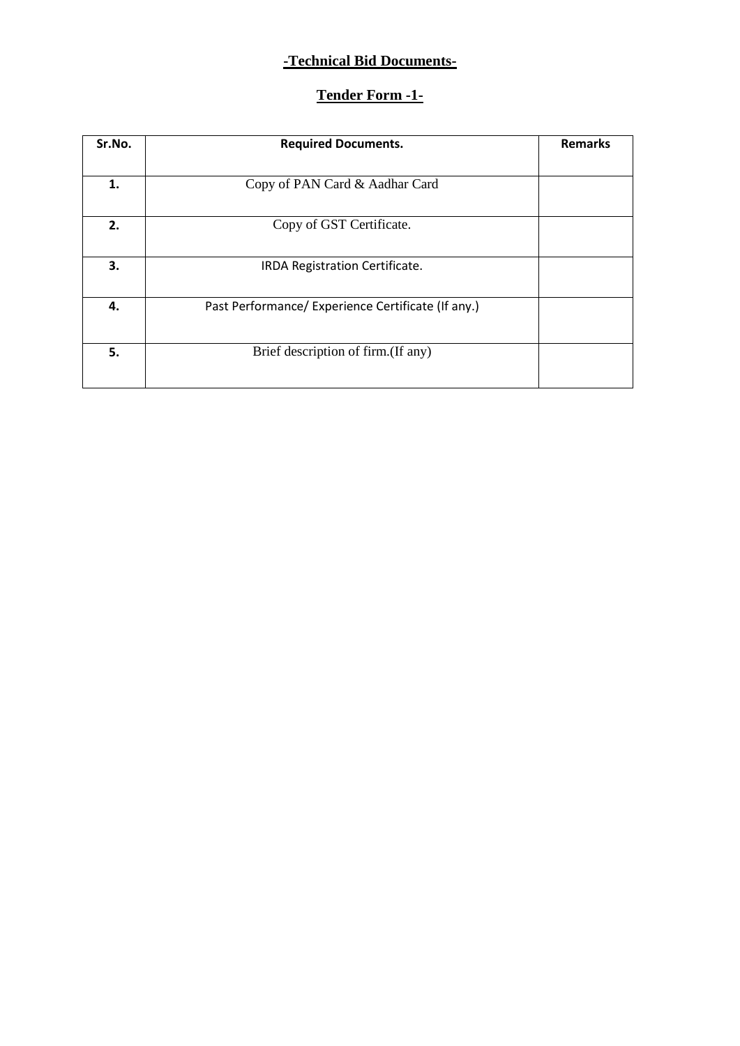## -Technical Bid Documents-

## Tender Form -1-

| Sr.No. | Required Documents. | Remarks |
|---|---|---|
| **1.** | Copy of PAN Card & Aadhar Card | |
| **2.** | Copy of GST Certificate. | |
| **3.** | IRDA Registration Certificate. | |
| **4.** | Past Performance/ Experience Certificate (If any.) | |
| **5.** | Brief description of firm.(If any) | |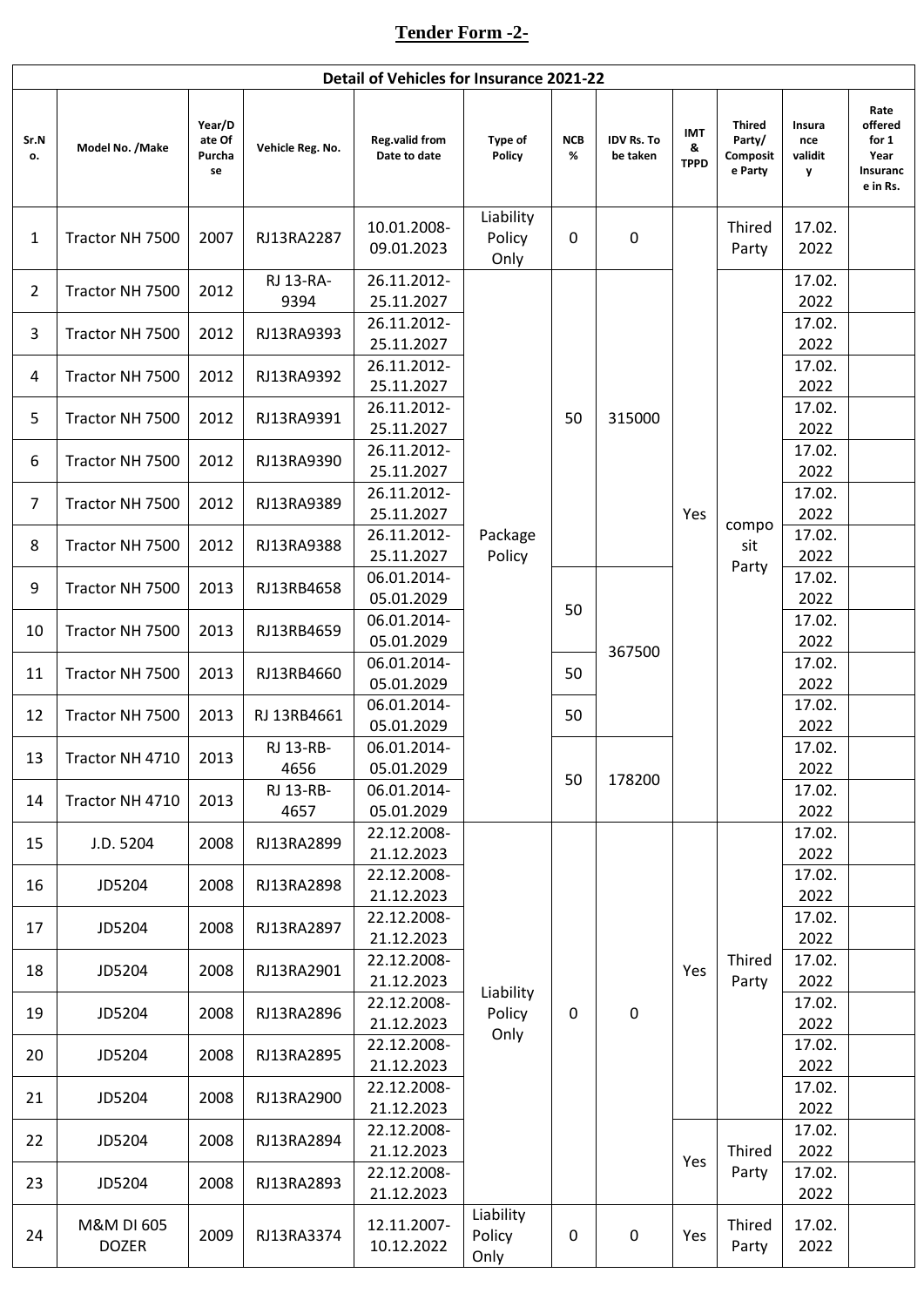## Tender Form -2-

| Detail of Vehicles for Insurance 2021-22 | | | | | | | | | | | |
|---|---|---|---|---|---|---|---|---|---|---|---|
| Sr.No. | Model No. /Make | Year/Date Of Purchase | Vehicle Reg. No. | Reg.valid from Date to date | Type of Policy | NCB % | IDV Rs. To be taken | IMT & TPPD | Thired Party/ Composite Party | Insurance validity | Rate offered for 1 Year Insurance in Rs. |
| 1 | Tractor NH 7500 | 2007 | RJ13RA2287 | 10.01.2008-09.01.2023 | Liability Policy Only | 0 | 0 | Yes | Thired Party | 17.02.2022 | |
| 2 | Tractor NH 7500 | 2012 | RJ 13-RA-9394 | 26.11.2012-25.11.2027 | Package Policy | 50 | 315000 | Yes | composit Party | 17.02.2022 | |
| 3 | Tractor NH 7500 | 2012 | RJ13RA9393 | 26.11.2012-25.11.2027 | Package Policy | 50 | 315000 | Yes | composit Party | 17.02.2022 | |
| 4 | Tractor NH 7500 | 2012 | RJ13RA9392 | 26.11.2012-25.11.2027 | Package Policy | 50 | 315000 | Yes | composit Party | 17.02.2022 | |
| 5 | Tractor NH 7500 | 2012 | RJ13RA9391 | 26.11.2012-25.11.2027 | Package Policy | 50 | 315000 | Yes | composit Party | 17.02.2022 | |
| 6 | Tractor NH 7500 | 2012 | RJ13RA9390 | 26.11.2012-25.11.2027 | Package Policy | 50 | 315000 | Yes | composit Party | 17.02.2022 | |
| 7 | Tractor NH 7500 | 2012 | RJ13RA9389 | 26.11.2012-25.11.2027 | Package Policy | 50 | 315000 | Yes | composit Party | 17.02.2022 | |
| 8 | Tractor NH 7500 | 2012 | RJ13RA9388 | 26.11.2012-25.11.2027 | Package Policy | 50 | 315000 | Yes | composit Party | 17.02.2022 | |
| 9 | Tractor NH 7500 | 2013 | RJ13RB4658 | 06.01.2014-05.01.2029 | Package Policy | 50 | 367500 | Yes | composit Party | 17.02.2022 | |
| 10 | Tractor NH 7500 | 2013 | RJ13RB4659 | 06.01.2014-05.01.2029 | Package Policy | 50 | 367500 | Yes | composit Party | 17.02.2022 | |
| 11 | Tractor NH 7500 | 2013 | RJ13RB4660 | 06.01.2014-05.01.2029 | Package Policy | 50 | 367500 | Yes | composit Party | 17.02.2022 | |
| 12 | Tractor NH 7500 | 2013 | RJ 13RB4661 | 06.01.2014-05.01.2029 | Package Policy | 50 | 367500 | Yes | composit Party | 17.02.2022 | |
| 13 | Tractor NH 4710 | 2013 | RJ 13-RB-4656 | 06.01.2014-05.01.2029 | Package Policy | 50 | 178200 | Yes | composit Party | 17.02.2022 | |
| 14 | Tractor NH 4710 | 2013 | RJ 13-RB-4657 | 06.01.2014-05.01.2029 | Package Policy | 50 | 178200 | Yes | composit Party | 17.02.2022 | |
| 15 | J.D. 5204 | 2008 | RJ13RA2899 | 22.12.2008-21.12.2023 | Liability Policy Only | 0 | 0 | Yes | Thired Party | 17.02.2022 | |
| 16 | JD5204 | 2008 | RJ13RA2898 | 22.12.2008-21.12.2023 | Liability Policy Only | 0 | 0 | Yes | Thired Party | 17.02.2022 | |
| 17 | JD5204 | 2008 | RJ13RA2897 | 22.12.2008-21.12.2023 | Liability Policy Only | 0 | 0 | Yes | Thired Party | 17.02.2022 | |
| 18 | JD5204 | 2008 | RJ13RA2901 | 22.12.2008-21.12.2023 | Liability Policy Only | 0 | 0 | Yes | Thired Party | 17.02.2022 | |
| 19 | JD5204 | 2008 | RJ13RA2896 | 22.12.2008-21.12.2023 | Liability Policy Only | 0 | 0 | Yes | Thired Party | 17.02.2022 | |
| 20 | JD5204 | 2008 | RJ13RA2895 | 22.12.2008-21.12.2023 | Liability Policy Only | 0 | 0 | Yes | Thired Party | 17.02.2022 | |
| 21 | JD5204 | 2008 | RJ13RA2900 | 22.12.2008-21.12.2023 | Liability Policy Only | 0 | 0 | Yes | Thired Party | 17.02.2022 | |
| 22 | JD5204 | 2008 | RJ13RA2894 | 22.12.2008-21.12.2023 | Liability Policy Only | 0 | 0 | Yes | Thired Party | 17.02.2022 | |
| 23 | JD5204 | 2008 | RJ13RA2893 | 22.12.2008-21.12.2023 | Liability Policy Only | 0 | 0 | Yes | Thired Party | 17.02.2022 | |
| 24 | M&M DI 605 DOZER | 2009 | RJ13RA3374 | 12.11.2007-10.12.2022 | Liability Policy Only | 0 | 0 | Yes | Thired Party | 17.02.2022 | |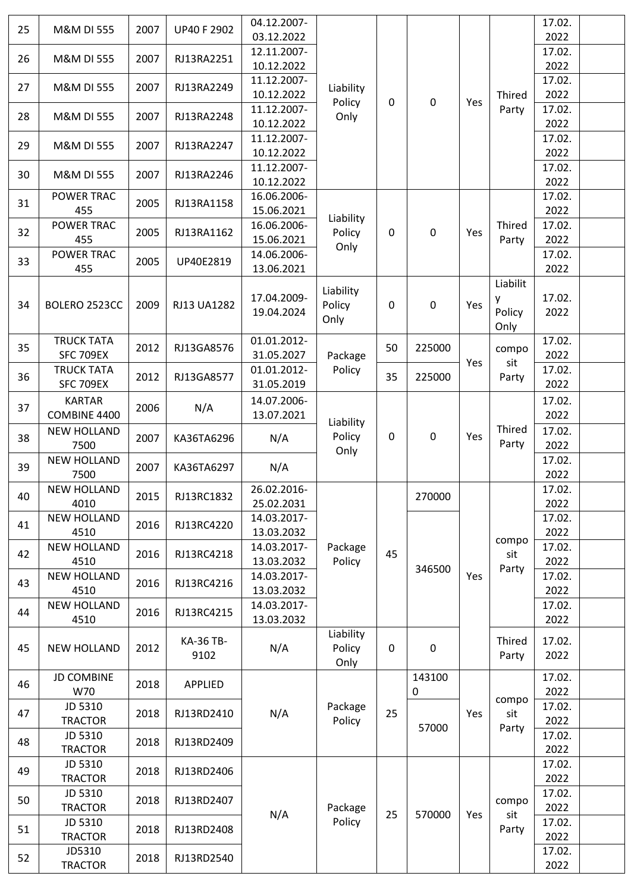| 25 | M&M DI 555 | 2007 | UP40 F 2902 | 04.12.2007-03.12.2022 | Liability Policy Only | 0 | 0 | Yes | Thired Party | 17.02.2022 | |
|---|---|---|---|---|---|---|---|---|---|---|---|
| 26 | M&M DI 555 | 2007 | RJ13RA2251 | 12.11.2007-10.12.2022 | | | | | | 17.02.2022 | |
| 27 | M&M DI 555 | 2007 | RJ13RA2249 | 11.12.2007-10.12.2022 | | | | | | 17.02.2022 | |
| 28 | M&M DI 555 | 2007 | RJ13RA2248 | 11.12.2007-10.12.2022 | | | | | | 17.02.2022 | |
| 29 | M&M DI 555 | 2007 | RJ13RA2247 | 11.12.2007-10.12.2022 | | | | | | 17.02.2022 | |
| 30 | M&M DI 555 | 2007 | RJ13RA2246 | 11.12.2007-10.12.2022 | | | | | | 17.02.2022 | |
| 31 | POWER TRAC 455 | 2005 | RJ13RA1158 | 16.06.2006-15.06.2021 | Liability Policy Only | 0 | 0 | Yes | Thired Party | 17.02.2022 | |
| 32 | POWER TRAC 455 | 2005 | RJ13RA1162 | 16.06.2006-15.06.2021 | | | | | | 17.02.2022 | |
| 33 | POWER TRAC 455 | 2005 | UP40E2819 | 14.06.2006-13.06.2021 | | | | | | 17.02.2022 | |
| 34 | BOLERO 2523CC | 2009 | RJ13 UA1282 | 17.04.2009-19.04.2024 | Liability Policy Only | 0 | 0 | Yes | Liability Policy Only | 17.02.2022 | |
| 35 | TRUCK TATA SFC 709EX | 2012 | RJ13GA8576 | 01.01.2012-31.05.2027 | Package Policy | 50 | 225000 | Yes | composit Party | 17.02.2022 | |
| 36 | TRUCK TATA SFC 709EX | 2012 | RJ13GA8577 | 01.01.2012-31.05.2019 | | 35 | 225000 | | | 17.02.2022 | |
| 37 | KARTAR COMBINE 4400 | 2006 | N/A | 14.07.2006-13.07.2021 | Liability Policy Only | 0 | 0 | Yes | Thired Party | 17.02.2022 | |
| 38 | NEW HOLLAND 7500 | 2007 | KA36TA6296 | N/A | | | | | | 17.02.2022 | |
| 39 | NEW HOLLAND 7500 | 2007 | KA36TA6297 | N/A | | | | | | 17.02.2022 | |
| 40 | NEW HOLLAND 4010 | 2015 | RJ13RC1832 | 26.02.2016-25.02.2031 | Package Policy | 45 | 270000 | Yes | composit Party | 17.02.2022 | |
| 41 | NEW HOLLAND 4510 | 2016 | RJ13RC4220 | 14.03.2017-13.03.2032 | | | 346500 | | | 17.02.2022 | |
| 42 | NEW HOLLAND 4510 | 2016 | RJ13RC4218 | 14.03.2017-13.03.2032 | | | | | | 17.02.2022 | |
| 43 | NEW HOLLAND 4510 | 2016 | RJ13RC4216 | 14.03.2017-13.03.2032 | | | | | | 17.02.2022 | |
| 44 | NEW HOLLAND 4510 | 2016 | RJ13RC4215 | 14.03.2017-13.03.2032 | | | | | | 17.02.2022 | |
| 45 | NEW HOLLAND | 2012 | KA-36 TB-9102 | N/A | Liability Policy Only | 0 | 0 | | Thired Party | 17.02.2022 | |
| 46 | JD COMBINE W70 | 2018 | APPLIED | N/A | Package Policy | 25 | 1431000 | Yes | composit Party | 17.02.2022 | |
| 47 | JD 5310 TRACTOR | 2018 | RJ13RD2410 | | | | 57000 | | | 17.02.2022 | |
| 48 | JD 5310 TRACTOR | 2018 | RJ13RD2409 | | | | | | | 17.02.2022 | |
| 49 | JD 5310 TRACTOR | 2018 | RJ13RD2406 | N/A | Package Policy | 25 | 570000 | Yes | composit Party | 17.02.2022 | |
| 50 | JD 5310 TRACTOR | 2018 | RJ13RD2407 | | | | | | | 17.02.2022 | |
| 51 | JD 5310 TRACTOR | 2018 | RJ13RD2408 | | | | | | | 17.02.2022 | |
| 52 | JD5310 TRACTOR | 2018 | RJ13RD2540 | | | | | | | 17.02.2022 | |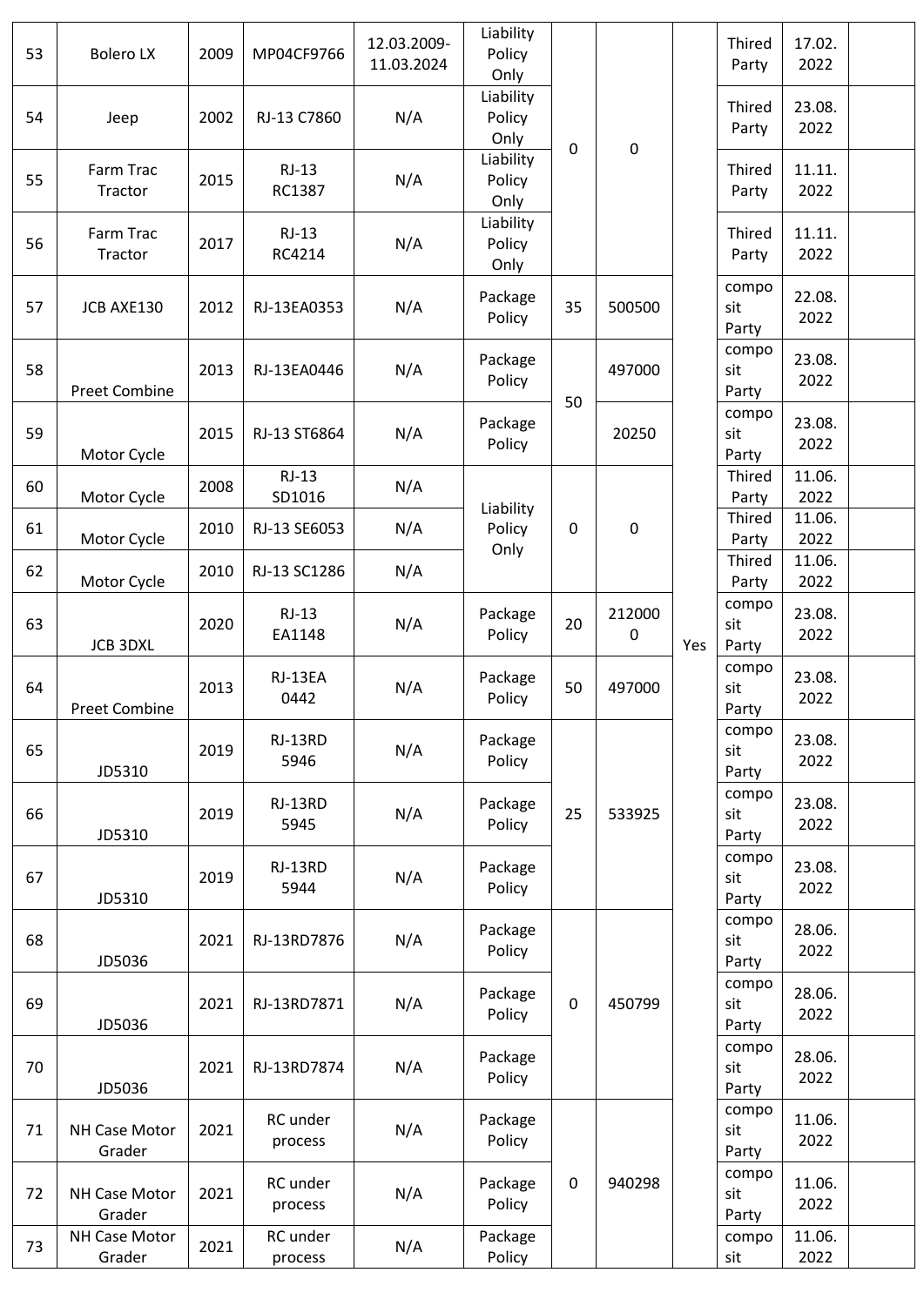| | | | | | | | | | | | |
|---|---|---|---|---|---|---|---|---|---|---|---|
| 53 | Bolero LX | 2009 | MP04CF9766 | 12.03.2009-11.03.2024 | Liability Policy Only | 0 | 0 | Yes | Thired Party | 17.02. 2022 | |
| 54 | Jeep | 2002 | RJ-13 C7860 | N/A | Liability Policy Only | | | | Thired Party | 23.08. 2022 | |
| 55 | Farm Trac Tractor | 2015 | RJ-13 RC1387 | N/A | Liability Policy Only | | | | Thired Party | 11.11. 2022 | |
| 56 | Farm Trac Tractor | 2017 | RJ-13 RC4214 | N/A | Liability Policy Only | | | | Thired Party | 11.11. 2022 | |
| 57 | JCB AXE130 | 2012 | RJ-13EA0353 | N/A | Package Policy | 35 | 500500 | | compo sit Party | 22.08. 2022 | |
| 58 | Preet Combine | 2013 | RJ-13EA0446 | N/A | Package Policy | 50 | 497000 | | compo sit Party | 23.08. 2022 | |
| 59 | Motor Cycle | 2015 | RJ-13 ST6864 | N/A | Package Policy | | 20250 | | compo sit Party | 23.08. 2022 | |
| 60 | Motor Cycle | 2008 | RJ-13 SD1016 | N/A | Liability Policy Only | 0 | 0 | | Thired Party | 11.06. 2022 | |
| 61 | Motor Cycle | 2010 | RJ-13 SE6053 | N/A | | | | | Thired Party | 11.06. 2022 | |
| 62 | Motor Cycle | 2010 | RJ-13 SC1286 | N/A | | | | | Thired Party | 11.06. 2022 | |
| 63 | JCB 3DXL | 2020 | RJ-13 EA1148 | N/A | Package Policy | 20 | 2120000 | | compo sit Party | 23.08. 2022 | |
| 64 | Preet Combine | 2013 | RJ-13EA 0442 | N/A | Package Policy | 50 | 497000 | | compo sit Party | 23.08. 2022 | |
| 65 | JD5310 | 2019 | RJ-13RD 5946 | N/A | Package Policy | 25 | 533925 | | compo sit Party | 23.08. 2022 | |
| 66 | JD5310 | 2019 | RJ-13RD 5945 | N/A | Package Policy | | | | compo sit Party | 23.08. 2022 | |
| 67 | JD5310 | 2019 | RJ-13RD 5944 | N/A | Package Policy | | | | compo sit Party | 23.08. 2022 | |
| 68 | JD5036 | 2021 | RJ-13RD7876 | N/A | Package Policy | 0 | 450799 | | compo sit Party | 28.06. 2022 | |
| 69 | JD5036 | 2021 | RJ-13RD7871 | N/A | Package Policy | | | | compo sit Party | 28.06. 2022 | |
| 70 | JD5036 | 2021 | RJ-13RD7874 | N/A | Package Policy | | | | compo sit Party | 28.06. 2022 | |
| 71 | NH Case Motor Grader | 2021 | RC under process | N/A | Package Policy | 0 | 940298 | | compo sit Party | 11.06. 2022 | |
| 72 | NH Case Motor Grader | 2021 | RC under process | N/A | Package Policy | | | | compo sit Party | 11.06. 2022 | |
| 73 | NH Case Motor Grader | 2021 | RC under process | N/A | Package Policy | | | | compo sit | 11.06. 2022 | |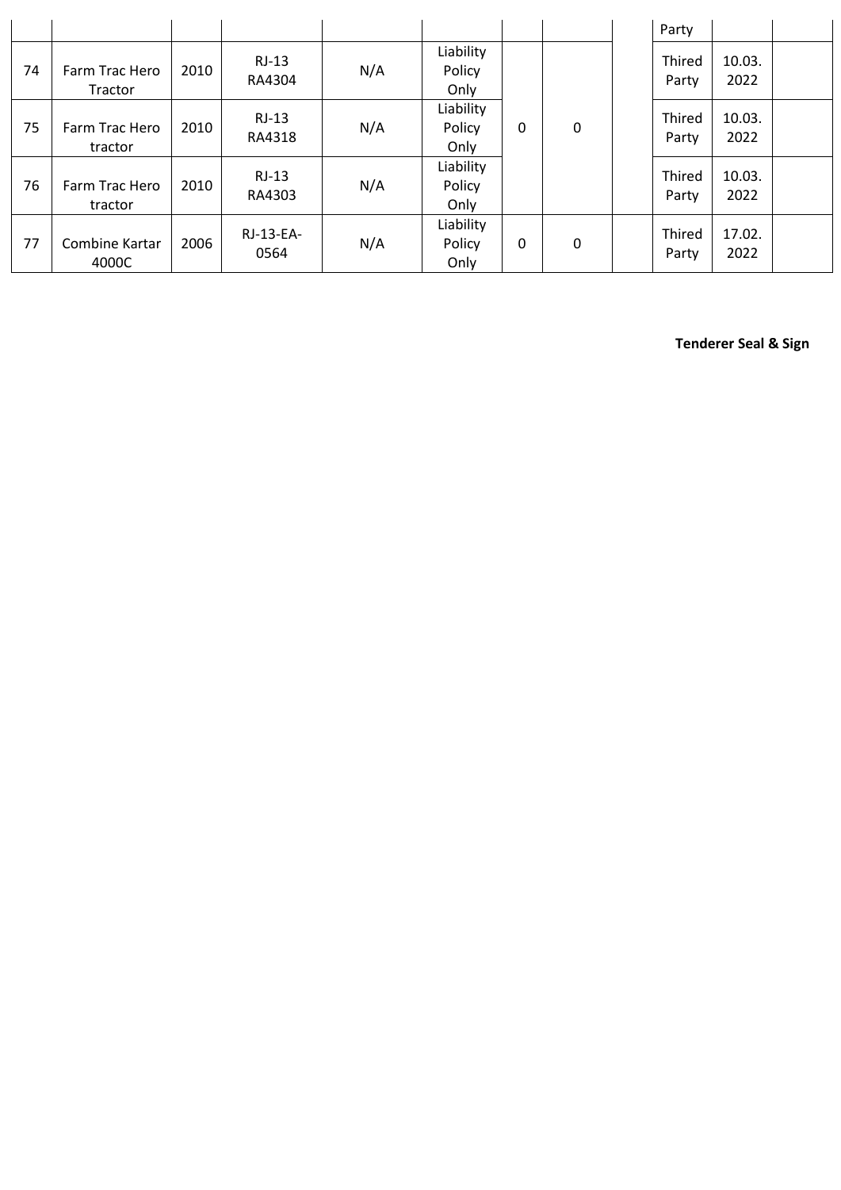| | | | | | | | | | | | |
|---|---|---|---|---|---|---|---|---|---|---|---|
| | | | | | | | | | Party | | |
| 74 | Farm Trac Hero Tractor | 2010 | RJ-13 RA4304 | N/A | Liability Policy Only | | | | Thired Party | 10.03. 2022 | |
| 75 | Farm Trac Hero tractor | 2010 | RJ-13 RA4318 | N/A | Liability Policy Only | 0 | 0 | | Thired Party | 10.03. 2022 | |
| 76 | Farm Trac Hero tractor | 2010 | RJ-13 RA4303 | N/A | Liability Policy Only | | | | Thired Party | 10.03. 2022 | |
| 77 | Combine Kartar 4000C | 2006 | RJ-13-EA-0564 | N/A | Liability Policy Only | 0 | 0 | | Thired Party | 17.02. 2022 | |

**Tenderer Seal & Sign**